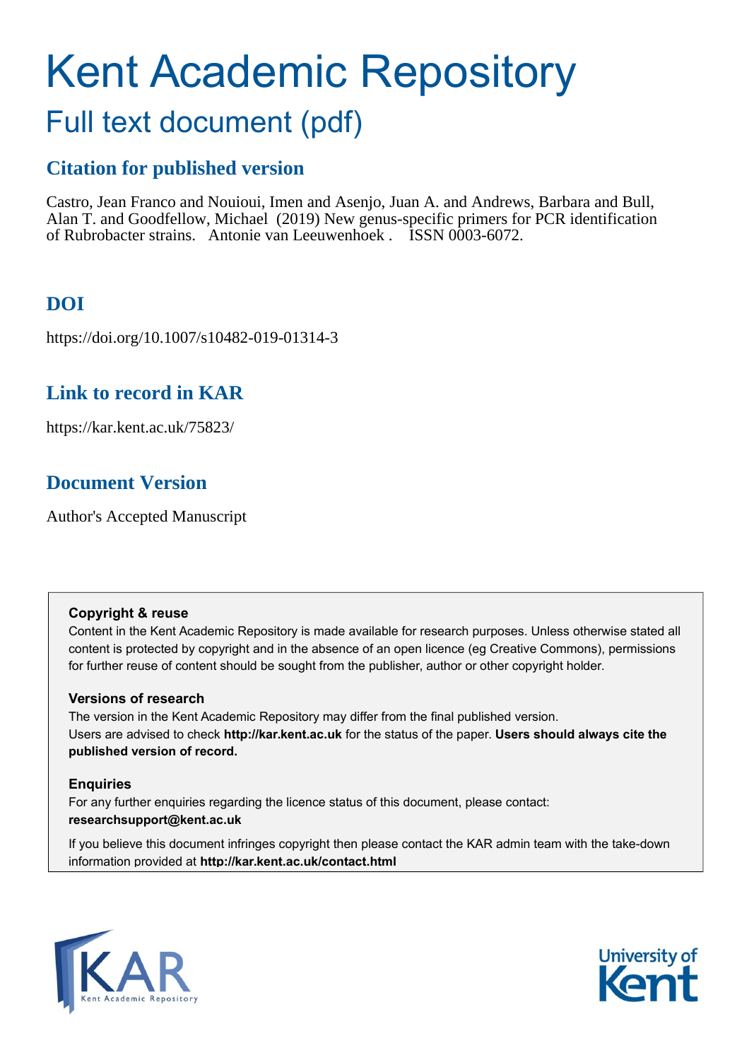# Kent Academic Repository

## Full text document (pdf)

### Citation for published version

Castro, Jean Franco and Nouioui, Imen and Asenjo, Juan A. and Andrews, Barbara and Bull, Alan T. and Goodfellow, Michael (2019) New genus-specific primers for PCR identification of Rubrobacter strains. Antonie van Leeuwenhoek . ISSN 0003-6072.

### DOI

https://doi.org/10.1007/s10482-019-01314-3

### Link to record in KAR

https://kar.kent.ac.uk/75823/

### Document Version

Author's Accepted Manuscript

**Copyright & reuse**

Content in the Kent Academic Repository is made available for research purposes. Unless otherwise stated all content is protected by copyright and in the absence of an open licence (eg Creative Commons), permissions for further reuse of content should be sought from the publisher, author or other copyright holder.

**Versions of research**

The version in the Kent Academic Repository may differ from the final published version. Users are advised to check **http://kar.kent.ac.uk** for the status of the paper. **Users should always cite the published version of record.**

**Enquiries**

For any further enquiries regarding the licence status of this document, please contact: **researchsupport@kent.ac.uk**

If you believe this document infringes copyright then please contact the KAR admin team with the take-down information provided at **http://kar.kent.ac.uk/contact.html**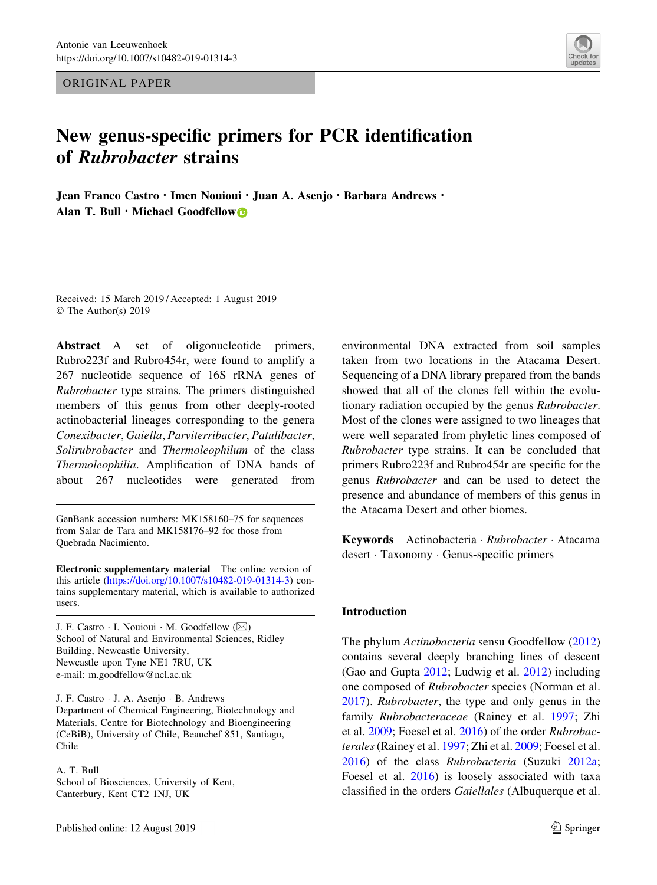# New genus-specific primers for PCR identification of *Rubrobacter* strains

**Jean Franco Castro · Imen Nouioui · Juan A. Asenjo · Barbara Andrews · Alan T. Bull · Michael Goodfellow**

Received: 15 March 2019 / Accepted: 1 August 2019
© The Author(s) 2019

**Abstract** A set of oligonucleotide primers, Rubro223f and Rubro454r, were found to amplify a 267 nucleotide sequence of 16S rRNA genes of *Rubrobacter* type strains. The primers distinguished members of this genus from other deeply-rooted actinobacterial lineages corresponding to the genera *Conexibacter*, *Gaiella*, *Parviterribacter*, *Patulibacter*, *Solirubrobacter* and *Thermoleophilum* of the class *Thermoleophilia*. Amplification of DNA bands of about 267 nucleotides were generated from environmental DNA extracted from soil samples taken from two locations in the Atacama Desert. Sequencing of a DNA library prepared from the bands showed that all of the clones fell within the evolutionary radiation occupied by the genus *Rubrobacter*. Most of the clones were assigned to two lineages that were well separated from phyletic lines composed of *Rubrobacter* type strains. It can be concluded that primers Rubro223f and Rubro454r are specific for the genus *Rubrobacter* and can be used to detect the presence and abundance of members of this genus in the Atacama Desert and other biomes.

**Keywords** Actinobacteria · *Rubrobacter* · Atacama desert · Taxonomy · Genus-specific primers

GenBank accession numbers: MK158160–75 for sequences from Salar de Tara and MK158176–92 for those from Quebrada Nacimiento.

**Electronic supplementary material** The online version of this article (https://doi.org/10.1007/s10482-019-01314-3) contains supplementary material, which is available to authorized users.

J. F. Castro · I. Nouioui · M. Goodfellow (✉)
School of Natural and Environmental Sciences, Ridley Building, Newcastle University, Newcastle upon Tyne NE1 7RU, UK
e-mail: m.goodfellow@ncl.ac.uk

J. F. Castro · J. A. Asenjo · B. Andrews
Department of Chemical Engineering, Biotechnology and Materials, Centre for Biotechnology and Bioengineering (CeBiB), University of Chile, Beauchef 851, Santiago, Chile

A. T. Bull
School of Biosciences, University of Kent, Canterbury, Kent CT2 1NJ, UK

## Introduction

The phylum *Actinobacteria* sensu Goodfellow (2012) contains several deeply branching lines of descent (Gao and Gupta 2012; Ludwig et al. 2012) including one composed of *Rubrobacter* species (Norman et al. 2017). *Rubrobacter*, the type and only genus in the family *Rubrobacteraceae* (Rainey et al. 1997; Zhi et al. 2009; Foesel et al. 2016) of the order *Rubrobacterales* (Rainey et al. 1997; Zhi et al. 2009; Foesel et al. 2016) of the class *Rubrobacteria* (Suzuki 2012a; Foesel et al. 2016) is loosely associated with taxa classified in the orders *Gaiellales* (Albuquerque et al.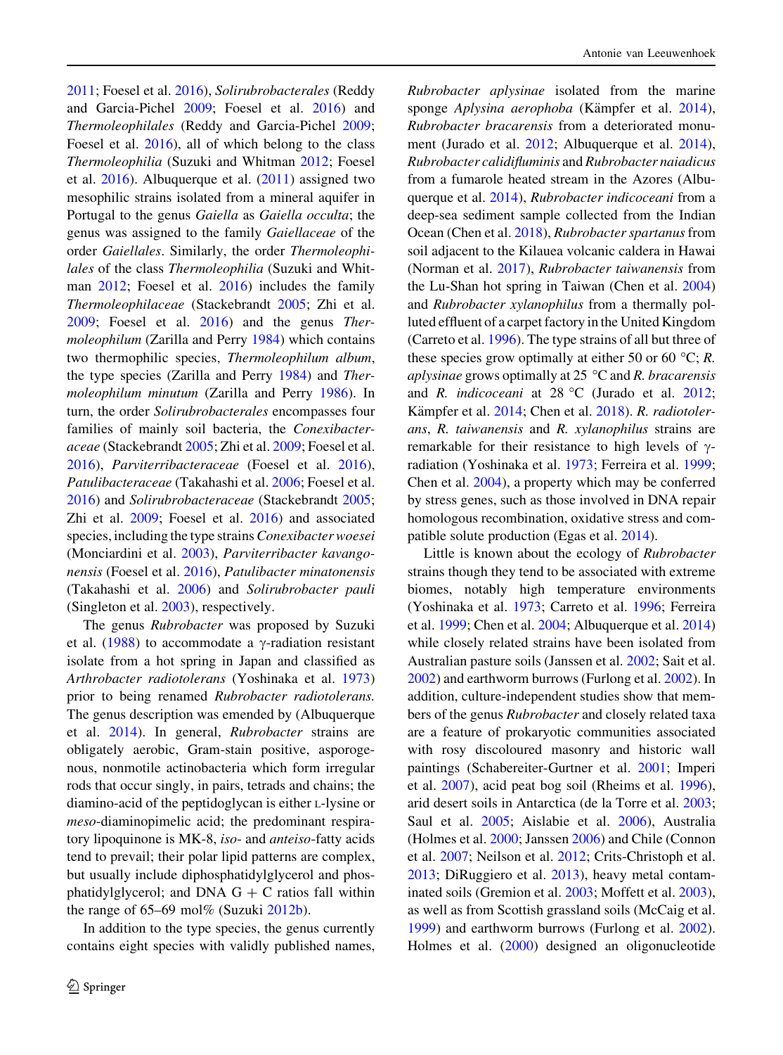2011; Foesel et al. 2016), *Solirubrobacterales* (Reddy and Garcia-Pichel 2009; Foesel et al. 2016) and *Thermoleophilales* (Reddy and Garcia-Pichel 2009; Foesel et al. 2016), all of which belong to the class *Thermoleophilia* (Suzuki and Whitman 2012; Foesel et al. 2016). Albuquerque et al. (2011) assigned two mesophilic strains isolated from a mineral aquifer in Portugal to the genus *Gaiella* as *Gaiella occulta*; the genus was assigned to the family *Gaiellaceae* of the order *Gaiellales*. Similarly, the order *Thermoleophilales* of the class *Thermoleophilia* (Suzuki and Whitman 2012; Foesel et al. 2016) includes the family *Thermoleophilaceae* (Stackebrandt 2005; Zhi et al. 2009; Foesel et al. 2016) and the genus *Thermoleophilum* (Zarilla and Perry 1984) which contains two thermophilic species, *Thermoleophilum album*, the type species (Zarilla and Perry 1984) and *Thermoleophilum minutum* (Zarilla and Perry 1986). In turn, the order *Solirubrobacterales* encompasses four families of mainly soil bacteria, the *Conexibacteraceae* (Stackebrandt 2005; Zhi et al. 2009; Foesel et al. 2016), *Parviterribacteraceae* (Foesel et al. 2016), *Patulibacteraceae* (Takahashi et al. 2006; Foesel et al. 2016) and *Solirubrobacteraceae* (Stackebrandt 2005; Zhi et al. 2009; Foesel et al. 2016) and associated species, including the type strains *Conexibacter woesei* (Monciardini et al. 2003), *Parviterribacter kavangonensis* (Foesel et al. 2016), *Patulibacter minatonensis* (Takahashi et al. 2006) and *Solirubrobacter pauli* (Singleton et al. 2003), respectively.

The genus *Rubrobacter* was proposed by Suzuki et al. (1988) to accommodate a γ-radiation resistant isolate from a hot spring in Japan and classified as *Arthrobacter radiotolerans* (Yoshinaka et al. 1973) prior to being renamed *Rubrobacter radiotolerans*. The genus description was emended by (Albuquerque et al. 2014). In general, *Rubrobacter* strains are obligately aerobic, Gram-stain positive, asporogenous, nonmotile actinobacteria which form irregular rods that occur singly, in pairs, tetrads and chains; the diamino-acid of the peptidoglycan is either L-lysine or *meso*-diaminopimelic acid; the predominant respiratory lipoquinone is MK-8, *iso-* and *anteiso*-fatty acids tend to prevail; their polar lipid patterns are complex, but usually include diphosphatidylglycerol and phosphatidylglycerol; and DNA G + C ratios fall within the range of 65–69 mol% (Suzuki 2012b).

In addition to the type species, the genus currently contains eight species with validly published names, *Rubrobacter aplysinae* isolated from the marine sponge *Aplysina aerophoba* (Kämpfer et al. 2014), *Rubrobacter bracarensis* from a deteriorated monument (Jurado et al. 2012; Albuquerque et al. 2014), *Rubrobacter calidifluminis* and *Rubrobacter naiadicus* from a fumarole heated stream in the Azores (Albuquerque et al. 2014), *Rubrobacter indicoceani* from a deep-sea sediment sample collected from the Indian Ocean (Chen et al. 2018), *Rubrobacter spartanus* from soil adjacent to the Kilauea volcanic caldera in Hawai (Norman et al. 2017), *Rubrobacter taiwanensis* from the Lu-Shan hot spring in Taiwan (Chen et al. 2004) and *Rubrobacter xylanophilus* from a thermally polluted effluent of a carpet factory in the United Kingdom (Carreto et al. 1996). The type strains of all but three of these species grow optimally at either 50 or 60 °C; *R. aplysinae* grows optimally at 25 °C and *R. bracarensis* and *R. indicoceani* at 28 °C (Jurado et al. 2012; Kämpfer et al. 2014; Chen et al. 2018). *R. radiotolerans*, *R. taiwanensis* and *R. xylanophilus* strains are remarkable for their resistance to high levels of γ-radiation (Yoshinaka et al. 1973; Ferreira et al. 1999; Chen et al. 2004), a property which may be conferred by stress genes, such as those involved in DNA repair homologous recombination, oxidative stress and compatible solute production (Egas et al. 2014).

Little is known about the ecology of *Rubrobacter* strains though they tend to be associated with extreme biomes, notably high temperature environments (Yoshinaka et al. 1973; Carreto et al. 1996; Ferreira et al. 1999; Chen et al. 2004; Albuquerque et al. 2014) while closely related strains have been isolated from Australian pasture soils (Janssen et al. 2002; Sait et al. 2002) and earthworm burrows (Furlong et al. 2002). In addition, culture-independent studies show that members of the genus *Rubrobacter* and closely related taxa are a feature of prokaryotic communities associated with rosy discoloured masonry and historic wall paintings (Schabereiter-Gurtner et al. 2001; Imperi et al. 2007), acid peat bog soil (Rheims et al. 1996), arid desert soils in Antarctica (de la Torre et al. 2003; Saul et al. 2005; Aislabie et al. 2006), Australia (Holmes et al. 2000; Janssen 2006) and Chile (Connon et al. 2007; Neilson et al. 2012; Crits-Christoph et al. 2013; DiRuggiero et al. 2013), heavy metal contaminated soils (Gremion et al. 2003; Moffett et al. 2003), as well as from Scottish grassland soils (McCaig et al. 1999) and earthworm burrows (Furlong et al. 2002). Holmes et al. (2000) designed an oligonucleotide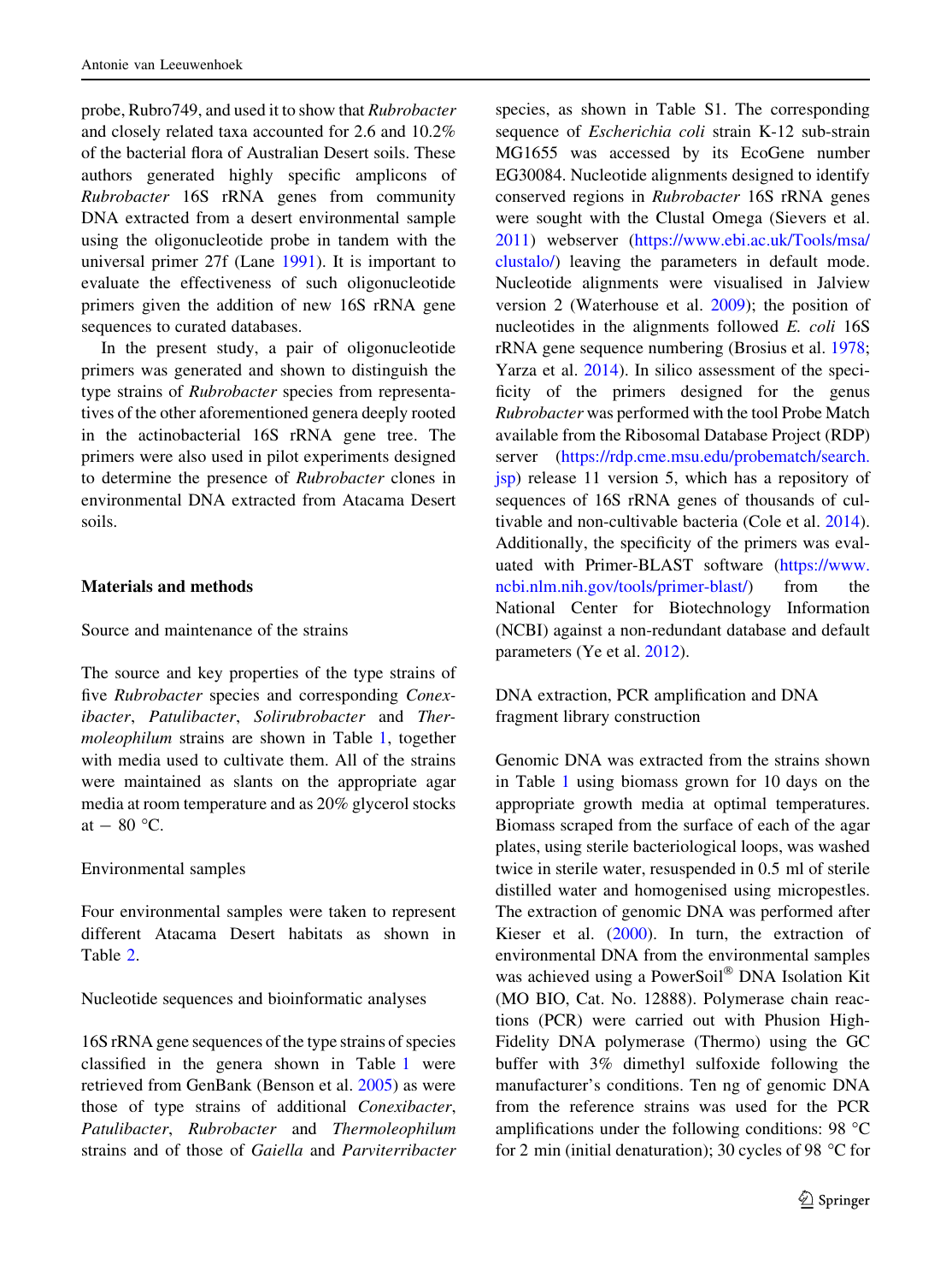probe, Rubro749, and used it to show that *Rubrobacter* and closely related taxa accounted for 2.6 and 10.2% of the bacterial flora of Australian Desert soils. These authors generated highly specific amplicons of *Rubrobacter* 16S rRNA genes from community DNA extracted from a desert environmental sample using the oligonucleotide probe in tandem with the universal primer 27f (Lane 1991). It is important to evaluate the effectiveness of such oligonucleotide primers given the addition of new 16S rRNA gene sequences to curated databases.

In the present study, a pair of oligonucleotide primers was generated and shown to distinguish the type strains of *Rubrobacter* species from representatives of the other aforementioned genera deeply rooted in the actinobacterial 16S rRNA gene tree. The primers were also used in pilot experiments designed to determine the presence of *Rubrobacter* clones in environmental DNA extracted from Atacama Desert soils.

## Materials and methods

### Source and maintenance of the strains

The source and key properties of the type strains of five *Rubrobacter* species and corresponding *Conexibacter*, *Patulibacter*, *Solirubrobacter* and *Thermoleophilum* strains are shown in Table 1, together with media used to cultivate them. All of the strains were maintained as slants on the appropriate agar media at room temperature and as 20% glycerol stocks at − 80 °C.

### Environmental samples

Four environmental samples were taken to represent different Atacama Desert habitats as shown in Table 2.

### Nucleotide sequences and bioinformatic analyses

16S rRNA gene sequences of the type strains of species classified in the genera shown in Table 1 were retrieved from GenBank (Benson et al. 2005) as were those of type strains of additional *Conexibacter*, *Patulibacter*, *Rubrobacter* and *Thermoleophilum* strains and of those of *Gaiella* and *Parviterribacter* species, as shown in Table S1. The corresponding sequence of *Escherichia coli* strain K-12 sub-strain MG1655 was accessed by its EcoGene number EG30084. Nucleotide alignments designed to identify conserved regions in *Rubrobacter* 16S rRNA genes were sought with the Clustal Omega (Sievers et al. 2011) webserver (https://www.ebi.ac.uk/Tools/msa/clustalo/) leaving the parameters in default mode. Nucleotide alignments were visualised in Jalview version 2 (Waterhouse et al. 2009); the position of nucleotides in the alignments followed *E. coli* 16S rRNA gene sequence numbering (Brosius et al. 1978; Yarza et al. 2014). In silico assessment of the specificity of the primers designed for the genus *Rubrobacter* was performed with the tool Probe Match available from the Ribosomal Database Project (RDP) server (https://rdp.cme.msu.edu/probematch/search.jsp) release 11 version 5, which has a repository of sequences of 16S rRNA genes of thousands of cultivable and non-cultivable bacteria (Cole et al. 2014). Additionally, the specificity of the primers was evaluated with Primer-BLAST software (https://www.ncbi.nlm.nih.gov/tools/primer-blast/) from the National Center for Biotechnology Information (NCBI) against a non-redundant database and default parameters (Ye et al. 2012).

### DNA extraction, PCR amplification and DNA fragment library construction

Genomic DNA was extracted from the strains shown in Table 1 using biomass grown for 10 days on the appropriate growth media at optimal temperatures. Biomass scraped from the surface of each of the agar plates, using sterile bacteriological loops, was washed twice in sterile water, resuspended in 0.5 ml of sterile distilled water and homogenised using micropestles. The extraction of genomic DNA was performed after Kieser et al. (2000). In turn, the extraction of environmental DNA from the environmental samples was achieved using a PowerSoil® DNA Isolation Kit (MO BIO, Cat. No. 12888). Polymerase chain reactions (PCR) were carried out with Phusion High-Fidelity DNA polymerase (Thermo) using the GC buffer with 3% dimethyl sulfoxide following the manufacturer's conditions. Ten ng of genomic DNA from the reference strains was used for the PCR amplifications under the following conditions: 98 °C for 2 min (initial denaturation); 30 cycles of 98 °C for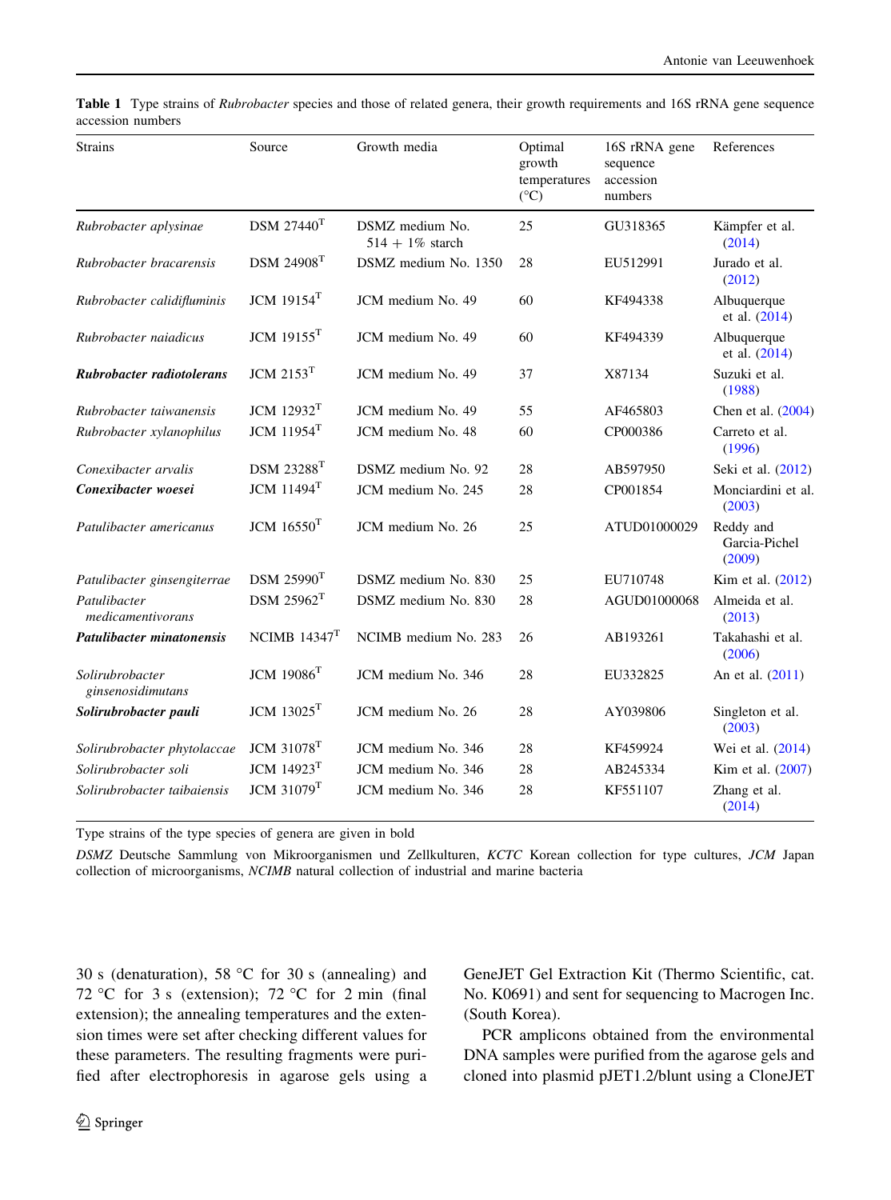**Table 1** Type strains of *Rubrobacter* species and those of related genera, their growth requirements and 16S rRNA gene sequence accession numbers

| Strains | Source | Growth media | Optimal growth temperatures (°C) | 16S rRNA gene sequence accession numbers | References |
|---|---|---|---|---|---|
| *Rubrobacter aplysinae* | DSM 27440[T] | DSMZ medium No. 514 + 1% starch | 25 | GU318365 | Kämpfer et al. (2014) |
| *Rubrobacter bracarensis* | DSM 24908[T] | DSMZ medium No. 1350 | 28 | EU512991 | Jurado et al. (2012) |
| *Rubrobacter calidifluminis* | JCM 19154[T] | JCM medium No. 49 | 60 | KF494338 | Albuquerque et al. (2014) |
| *Rubrobacter naiadicus* | JCM 19155[T] | JCM medium No. 49 | 60 | KF494339 | Albuquerque et al. (2014) |
| ***Rubrobacter radiotolerans*** | JCM 2153[T] | JCM medium No. 49 | 37 | X87134 | Suzuki et al. (1988) |
| *Rubrobacter taiwanensis* | JCM 12932[T] | JCM medium No. 49 | 55 | AF465803 | Chen et al. (2004) |
| *Rubrobacter xylanophilus* | JCM 11954[T] | JCM medium No. 48 | 60 | CP000386 | Carreto et al. (1996) |
| *Conexibacter arvalis* | DSM 23288[T] | DSMZ medium No. 92 | 28 | AB597950 | Seki et al. (2012) |
| ***Conexibacter woesei*** | JCM 11494[T] | JCM medium No. 245 | 28 | CP001854 | Monciardini et al. (2003) |
| *Patulibacter americanus* | JCM 16550[T] | JCM medium No. 26 | 25 | ATUD01000029 | Reddy and Garcia-Pichel (2009) |
| *Patulibacter ginsengiterrae* | DSM 25990[T] | DSMZ medium No. 830 | 25 | EU710748 | Kim et al. (2012) |
| *Patulibacter medicamentivorans* | DSM 25962[T] | DSMZ medium No. 830 | 28 | AGUD01000068 | Almeida et al. (2013) |
| ***Patulibacter minatonensis*** | NCIMB 14347[T] | NCIMB medium No. 283 | 26 | AB193261 | Takahashi et al. (2006) |
| *Solirubrobacter ginsenosidimutans* | JCM 19086[T] | JCM medium No. 346 | 28 | EU332825 | An et al. (2011) |
| ***Solirubrobacter pauli*** | JCM 13025[T] | JCM medium No. 26 | 28 | AY039806 | Singleton et al. (2003) |
| *Solirubrobacter phytolaccae* | JCM 31078[T] | JCM medium No. 346 | 28 | KF459924 | Wei et al. (2014) |
| *Solirubrobacter soli* | JCM 14923[T] | JCM medium No. 346 | 28 | AB245334 | Kim et al. (2007) |
| *Solirubrobacter taibaiensis* | JCM 31079[T] | JCM medium No. 346 | 28 | KF551107 | Zhang et al. (2014) |

Type strains of the type species of genera are given in bold

*DSMZ* Deutsche Sammlung von Mikroorganismen und Zellkulturen, *KCTC* Korean collection for type cultures, *JCM* Japan collection of microorganisms, *NCIMB* natural collection of industrial and marine bacteria

30 s (denaturation), 58 °C for 30 s (annealing) and 72 °C for 3 s (extension); 72 °C for 2 min (final extension); the annealing temperatures and the extension times were set after checking different values for these parameters. The resulting fragments were purified after electrophoresis in agarose gels using a GeneJET Gel Extraction Kit (Thermo Scientific, cat. No. K0691) and sent for sequencing to Macrogen Inc. (South Korea).

PCR amplicons obtained from the environmental DNA samples were purified from the agarose gels and cloned into plasmid pJET1.2/blunt using a CloneJET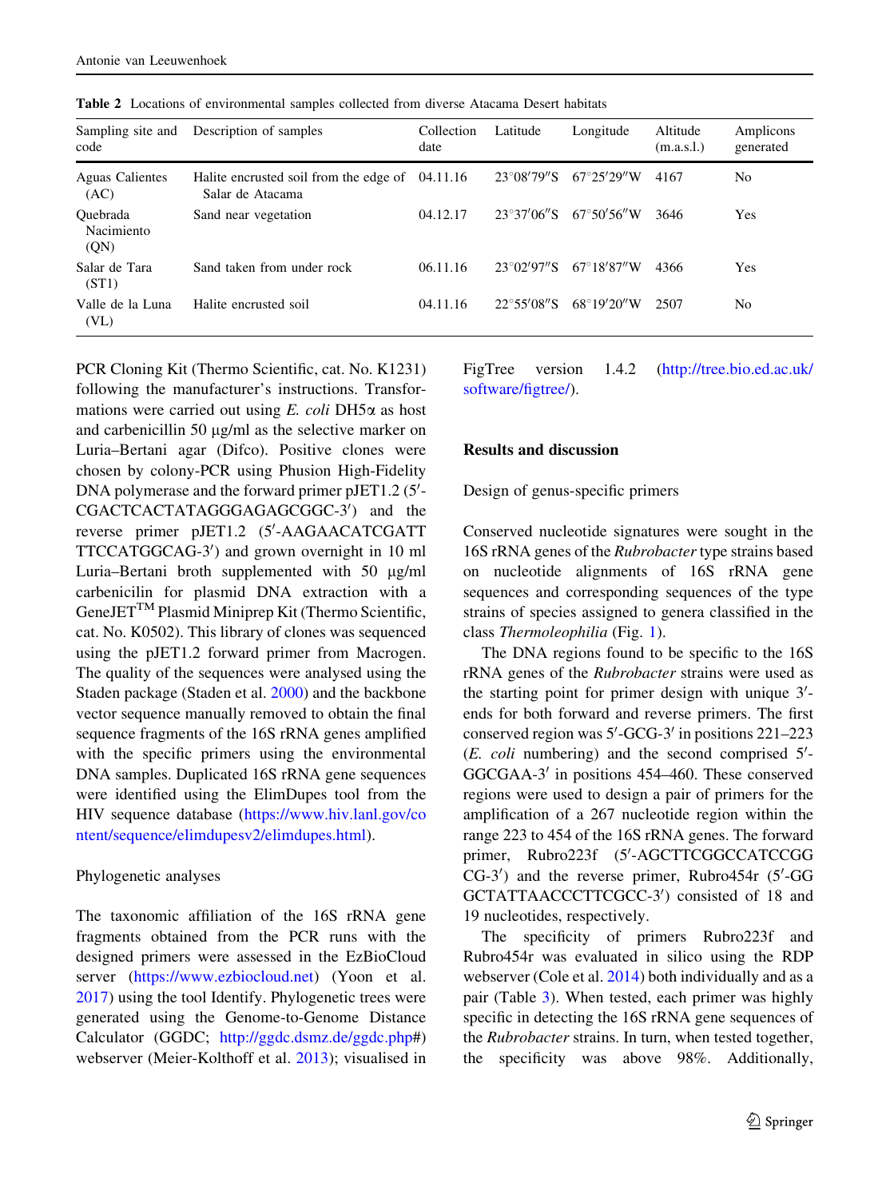**Table 2** Locations of environmental samples collected from diverse Atacama Desert habitats

| Sampling site and code | Description of samples | Collection date | Latitude | Longitude | Altitude (m.a.s.l.) | Amplicons generated |
|---|---|---|---|---|---|---|
| Aguas Calientes (AC) | Halite encrusted soil from the edge of Salar de Atacama | 04.11.16 | 23°08′79″S | 67°25′29″W | 4167 | No |
| Quebrada Nacimiento (QN) | Sand near vegetation | 04.12.17 | 23°37′06″S | 67°50′56″W | 3646 | Yes |
| Salar de Tara (ST1) | Sand taken from under rock | 06.11.16 | 23°02′97″S | 67°18′87″W | 4366 | Yes |
| Valle de la Luna (VL) | Halite encrusted soil | 04.11.16 | 22°55′08″S | 68°19′20″W | 2507 | No |

PCR Cloning Kit (Thermo Scientific, cat. No. K1231) following the manufacturer's instructions. Transformations were carried out using *E. coli* DH5α as host and carbenicillin 50 µg/ml as the selective marker on Luria–Bertani agar (Difco). Positive clones were chosen by colony-PCR using Phusion High-Fidelity DNA polymerase and the forward primer pJET1.2 (5′-CGACTCACTATAGGGAGAGCGGC-3′) and the reverse primer pJET1.2 (5′-AAGAACATCGATTTTCCATGGCAG-3′) and grown overnight in 10 ml Luria–Bertani broth supplemented with 50 µg/ml carbenicilin for plasmid DNA extraction with a GeneJET™ Plasmid Miniprep Kit (Thermo Scientific, cat. No. K0502). This library of clones was sequenced using the pJET1.2 forward primer from Macrogen. The quality of the sequences were analysed using the Staden package (Staden et al. 2000) and the backbone vector sequence manually removed to obtain the final sequence fragments of the 16S rRNA genes amplified with the specific primers using the environmental DNA samples. Duplicated 16S rRNA gene sequences were identified using the ElimDupes tool from the HIV sequence database (https://www.hiv.lanl.gov/content/sequence/elimdupesv2/elimdupes.html).

Phylogenetic analyses

The taxonomic affiliation of the 16S rRNA gene fragments obtained from the PCR runs with the designed primers were assessed in the EzBioCloud server (https://www.ezbiocloud.net) (Yoon et al. 2017) using the tool Identify. Phylogenetic trees were generated using the Genome-to-Genome Distance Calculator (GGDC; http://ggdc.dsmz.de/ggdc.php#) webserver (Meier-Kolthoff et al. 2013); visualised in FigTree version 1.4.2 (http://tree.bio.ed.ac.uk/software/figtree/).

## Results and discussion

Design of genus-specific primers

Conserved nucleotide signatures were sought in the 16S rRNA genes of the *Rubrobacter* type strains based on nucleotide alignments of 16S rRNA gene sequences and corresponding sequences of the type strains of species assigned to genera classified in the class *Thermoleophilia* (Fig. 1).

The DNA regions found to be specific to the 16S rRNA genes of the *Rubrobacter* strains were used as the starting point for primer design with unique 3′-ends for both forward and reverse primers. The first conserved region was 5′-GCG-3′ in positions 221–223 (*E. coli* numbering) and the second comprised 5′-GGCGAA-3′ in positions 454–460. These conserved regions were used to design a pair of primers for the amplification of a 267 nucleotide region within the range 223 to 454 of the 16S rRNA genes. The forward primer, Rubro223f (5′-AGCTTCGGCCATCCGGCG-3′) and the reverse primer, Rubro454r (5′-GGGCTATTAACCCTTCGCC-3′) consisted of 18 and 19 nucleotides, respectively.

The specificity of primers Rubro223f and Rubro454r was evaluated in silico using the RDP webserver (Cole et al. 2014) both individually and as a pair (Table 3). When tested, each primer was highly specific in detecting the 16S rRNA gene sequences of the *Rubrobacter* strains. In turn, when tested together, the specificity was above 98%. Additionally,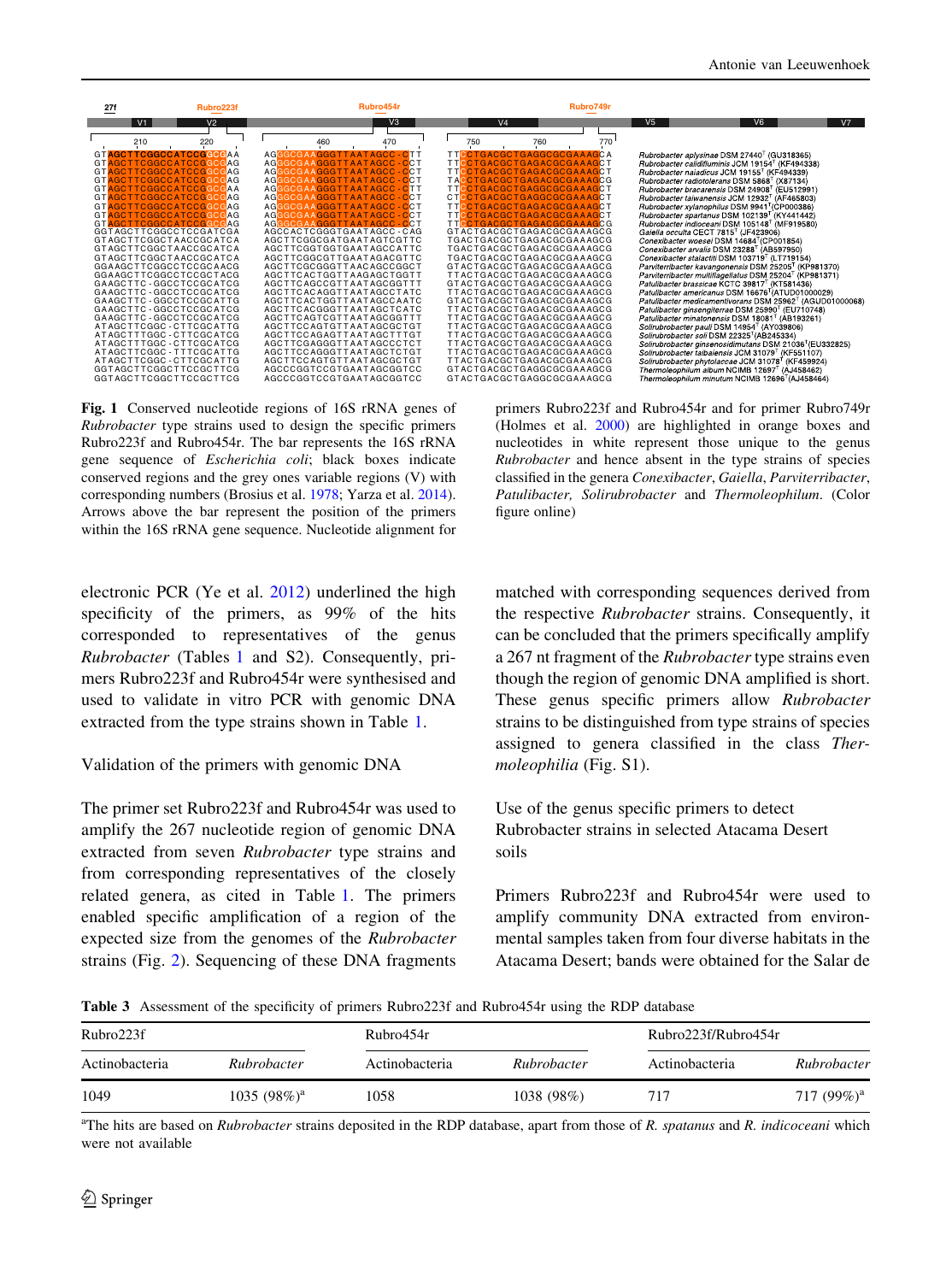**Fig. 1** Conserved nucleotide regions of 16S rRNA genes of *Rubrobacter* type strains used to design the specific primers Rubro223f and Rubro454r. The bar represents the 16S rRNA gene sequence of *Escherichia coli*; black boxes indicate conserved regions and the grey ones variable regions (V) with corresponding numbers (Brosius et al. 1978; Yarza et al. 2014). Arrows above the bar represent the position of the primers within the 16S rRNA gene sequence. Nucleotide alignment for primers Rubro223f and Rubro454r and for primer Rubro749r (Holmes et al. 2000) are highlighted in orange boxes and nucleotides in white represent those unique to the genus *Rubrobacter* and hence absent in the type strains of species classified in the genera *Conexibacter*, *Gaiella*, *Parviterribacter*, *Patulibacter, Solirubrobacter* and *Thermoleophilum*. (Color figure online)

electronic PCR (Ye et al. 2012) underlined the high specificity of the primers, as 99% of the hits corresponded to representatives of the genus *Rubrobacter* (Tables 1 and S2). Consequently, primers Rubro223f and Rubro454r were synthesised and used to validate in vitro PCR with genomic DNA extracted from the type strains shown in Table 1.

## Validation of the primers with genomic DNA

The primer set Rubro223f and Rubro454r was used to amplify the 267 nucleotide region of genomic DNA extracted from seven *Rubrobacter* type strains and from corresponding representatives of the closely related genera, as cited in Table 1. The primers enabled specific amplification of a region of the expected size from the genomes of the *Rubrobacter* strains (Fig. 2). Sequencing of these DNA fragments matched with corresponding sequences derived from the respective *Rubrobacter* strains. Consequently, it can be concluded that the primers specifically amplify a 267 nt fragment of the *Rubrobacter* type strains even though the region of genomic DNA amplified is short. These genus specific primers allow *Rubrobacter* strains to be distinguished from type strains of species assigned to genera classified in the class *Thermoleophilia* (Fig. S1).

## Use of the genus specific primers to detect Rubrobacter strains in selected Atacama Desert soils

Primers Rubro223f and Rubro454r were used to amplify community DNA extracted from environmental samples taken from four diverse habitats in the Atacama Desert; bands were obtained for the Salar de

**Table 3** Assessment of the specificity of primers Rubro223f and Rubro454r using the RDP database

| Rubro223f | | Rubro454r | | Rubro223f/Rubro454r | |
|---|---|---|---|---|---|
| Actinobacteria | *Rubrobacter* | Actinobacteria | *Rubrobacter* | Actinobacteria | *Rubrobacter* |
| 1049 | 1035 (98%)[a] | 1058 | 1038 (98%) | 717 | 717 (99%)[a] |

[a]The hits are based on *Rubrobacter* strains deposited in the RDP database, apart from those of *R. spatanus* and *R. indicoceani* which were not available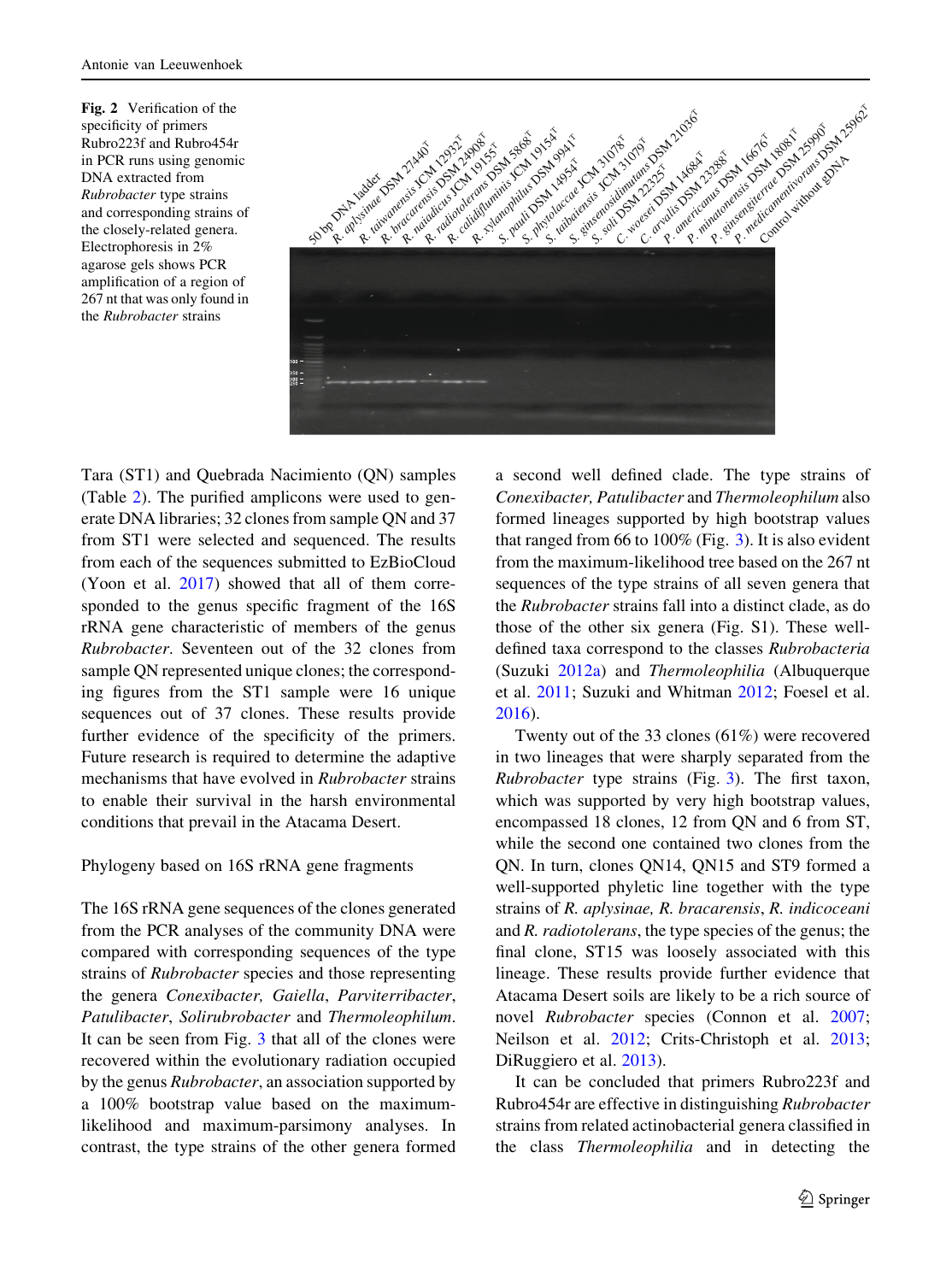**Fig. 2** Verification of the specificity of primers Rubro223f and Rubro454r in PCR runs using genomic DNA extracted from *Rubrobacter* type strains and corresponding strains of the closely-related genera. Electrophoresis in 2% agarose gels shows PCR amplification of a region of 267 nt that was only found in the *Rubrobacter* strains

Tara (ST1) and Quebrada Nacimiento (QN) samples (Table 2). The purified amplicons were used to generate DNA libraries; 32 clones from sample QN and 37 from ST1 were selected and sequenced. The results from each of the sequences submitted to EzBioCloud (Yoon et al. 2017) showed that all of them corresponded to the genus specific fragment of the 16S rRNA gene characteristic of members of the genus *Rubrobacter*. Seventeen out of the 32 clones from sample QN represented unique clones; the corresponding figures from the ST1 sample were 16 unique sequences out of 37 clones. These results provide further evidence of the specificity of the primers. Future research is required to determine the adaptive mechanisms that have evolved in *Rubrobacter* strains to enable their survival in the harsh environmental conditions that prevail in the Atacama Desert.

## Phylogeny based on 16S rRNA gene fragments

The 16S rRNA gene sequences of the clones generated from the PCR analyses of the community DNA were compared with corresponding sequences of the type strains of *Rubrobacter* species and those representing the genera *Conexibacter, Gaiella*, *Parviterribacter*, *Patulibacter*, *Solirubrobacter* and *Thermoleophilum*. It can be seen from Fig. 3 that all of the clones were recovered within the evolutionary radiation occupied by the genus *Rubrobacter*, an association supported by a 100% bootstrap value based on the maximum-likelihood and maximum-parsimony analyses. In contrast, the type strains of the other genera formed a second well defined clade. The type strains of *Conexibacter, Patulibacter* and *Thermoleophilum* also formed lineages supported by high bootstrap values that ranged from 66 to 100% (Fig. 3). It is also evident from the maximum-likelihood tree based on the 267 nt sequences of the type strains of all seven genera that the *Rubrobacter* strains fall into a distinct clade, as do those of the other six genera (Fig. S1). These well-defined taxa correspond to the classes *Rubrobacteria* (Suzuki 2012a) and *Thermoleophilia* (Albuquerque et al. 2011; Suzuki and Whitman 2012; Foesel et al. 2016).

Twenty out of the 33 clones (61%) were recovered in two lineages that were sharply separated from the *Rubrobacter* type strains (Fig. 3). The first taxon, which was supported by very high bootstrap values, encompassed 18 clones, 12 from QN and 6 from ST, while the second one contained two clones from the QN. In turn, clones QN14, QN15 and ST9 formed a well-supported phyletic line together with the type strains of *R. aplysinae, R. bracarensis*, *R. indicoceani* and *R. radiotolerans*, the type species of the genus; the final clone, ST15 was loosely associated with this lineage. These results provide further evidence that Atacama Desert soils are likely to be a rich source of novel *Rubrobacter* species (Connon et al. 2007; Neilson et al. 2012; Crits-Christoph et al. 2013; DiRuggiero et al. 2013).

It can be concluded that primers Rubro223f and Rubro454r are effective in distinguishing *Rubrobacter* strains from related actinobacterial genera classified in the class *Thermoleophilia* and in detecting the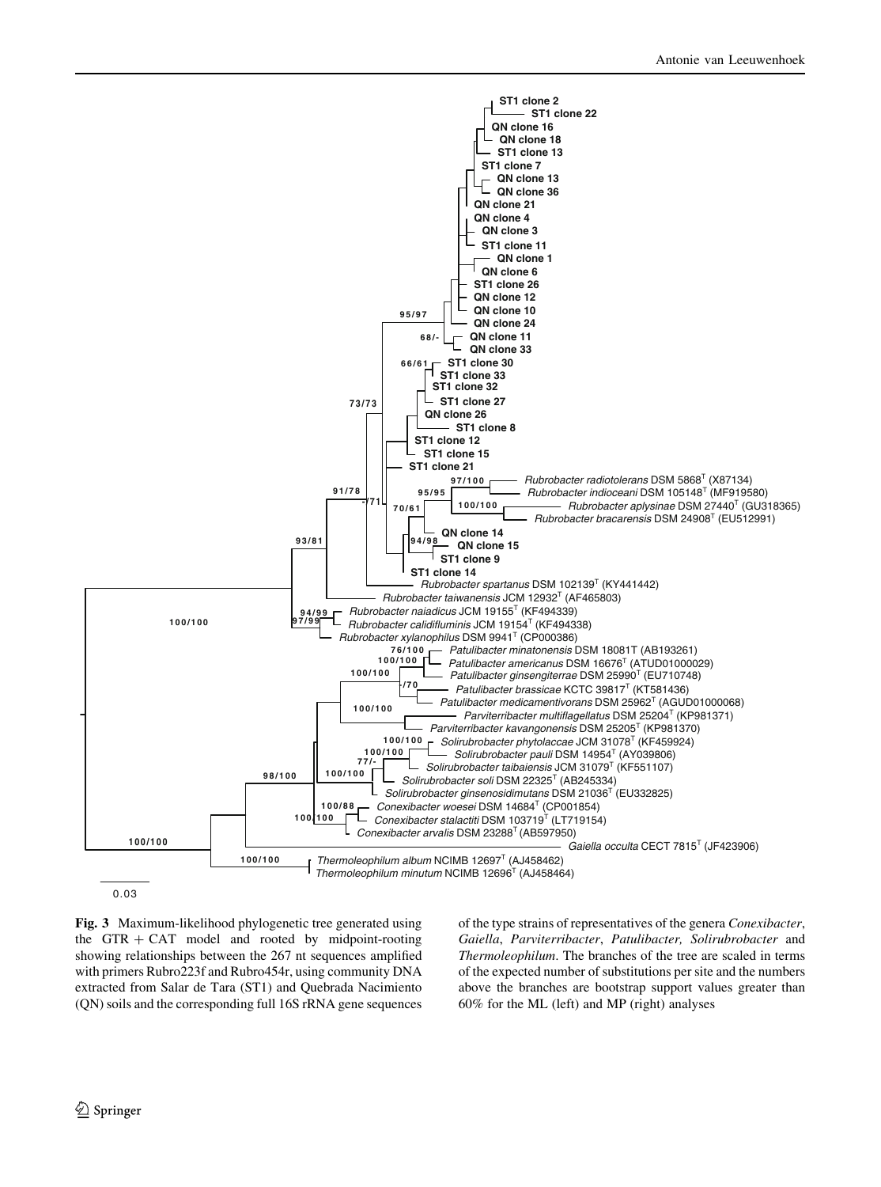**Fig. 3** Maximum-likelihood phylogenetic tree generated using the GTR + CAT model and rooted by midpoint-rooting showing relationships between the 267 nt sequences amplified with primers Rubro223f and Rubro454r, using community DNA extracted from Salar de Tara (ST1) and Quebrada Nacimiento (QN) soils and the corresponding full 16S rRNA gene sequences of the type strains of representatives of the genera *Conexibacter*, *Gaiella*, *Parviterribacter*, *Patulibacter, Solirubrobacter* and *Thermoleophilum*. The branches of the tree are scaled in terms of the expected number of substitutions per site and the numbers above the branches are bootstrap support values greater than 60% for the ML (left) and MP (right) analyses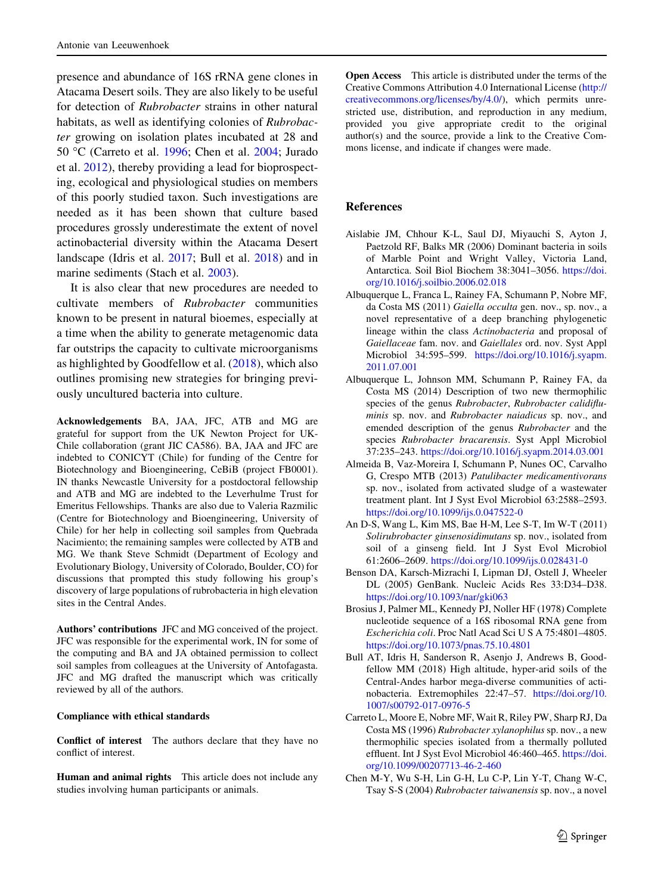presence and abundance of 16S rRNA gene clones in Atacama Desert soils. They are also likely to be useful for detection of *Rubrobacter* strains in other natural habitats, as well as identifying colonies of *Rubrobacter* growing on isolation plates incubated at 28 and 50 °C (Carreto et al. 1996; Chen et al. 2004; Jurado et al. 2012), thereby providing a lead for bioprospecting, ecological and physiological studies on members of this poorly studied taxon. Such investigations are needed as it has been shown that culture based procedures grossly underestimate the extent of novel actinobacterial diversity within the Atacama Desert landscape (Idris et al. 2017; Bull et al. 2018) and in marine sediments (Stach et al. 2003).

It is also clear that new procedures are needed to cultivate members of *Rubrobacter* communities known to be present in natural biomes, especially at a time when the ability to generate metagenomic data far outstrips the capacity to cultivate microorganisms as highlighted by Goodfellow et al. (2018), which also outlines promising new strategies for bringing previously uncultured bacteria into culture.

**Acknowledgements** BA, JAA, JFC, ATB and MG are grateful for support from the UK Newton Project for UK-Chile collaboration (grant JIC CA586). BA, JAA and JFC are indebted to CONICYT (Chile) for funding of the Centre for Biotechnology and Bioengineering, CeBiB (project FB0001). IN thanks Newcastle University for a postdoctoral fellowship and ATB and MG are indebted to the Leverhulme Trust for Emeritus Fellowships. Thanks are also due to Valeria Razmilic (Centre for Biotechnology and Bioengineering, University of Chile) for her help in collecting soil samples from Quebrada Nacimiento; the remaining samples were collected by ATB and MG. We thank Steve Schmidt (Department of Ecology and Evolutionary Biology, University of Colorado, Boulder, CO) for discussions that prompted this study following his group's discovery of large populations of rubrobacteria in high elevation sites in the Central Andes.

**Authors' contributions** JFC and MG conceived of the project. JFC was responsible for the experimental work, IN for some of the computing and BA and JA obtained permission to collect soil samples from colleagues at the University of Antofagasta. JFC and MG drafted the manuscript which was critically reviewed by all of the authors.

**Compliance with ethical standards**

**Conflict of interest** The authors declare that they have no conflict of interest.

**Human and animal rights** This article does not include any studies involving human participants or animals.

**Open Access** This article is distributed under the terms of the Creative Commons Attribution 4.0 International License (http://creativecommons.org/licenses/by/4.0/), which permits unrestricted use, distribution, and reproduction in any medium, provided you give appropriate credit to the original author(s) and the source, provide a link to the Creative Commons license, and indicate if changes were made.

## References

Aislabie JM, Chhour K-L, Saul DJ, Miyauchi S, Ayton J, Paetzold RF, Balks MR (2006) Dominant bacteria in soils of Marble Point and Wright Valley, Victoria Land, Antarctica. Soil Biol Biochem 38:3041–3056. https://doi.org/10.1016/j.soilbio.2006.02.018

Albuquerque L, Franca L, Rainey FA, Schumann P, Nobre MF, da Costa MS (2011) *Gaiella occulta* gen. nov., sp. nov., a novel representative of a deep branching phylogenetic lineage within the class *Actinobacteria* and proposal of *Gaiellaceae* fam. nov. and *Gaiellales* ord. nov. Syst Appl Microbiol 34:595–599. https://doi.org/10.1016/j.syapm.2011.07.001

Albuquerque L, Johnson MM, Schumann P, Rainey FA, da Costa MS (2014) Description of two new thermophilic species of the genus *Rubrobacter*, *Rubrobacter calidifluminis* sp. nov. and *Rubrobacter naiadicus* sp. nov., and emended description of the genus *Rubrobacter* and the species *Rubrobacter bracarensis*. Syst Appl Microbiol 37:235–243. https://doi.org/10.1016/j.syapm.2014.03.001

Almeida B, Vaz-Moreira I, Schumann P, Nunes OC, Carvalho G, Crespo MTB (2013) *Patulibacter medicamentivorans* sp. nov., isolated from activated sludge of a wastewater treatment plant. Int J Syst Evol Microbiol 63:2588–2593. https://doi.org/10.1099/ijs.0.047522-0

An D-S, Wang L, Kim MS, Bae H-M, Lee S-T, Im W-T (2011) *Solirubrobacter ginsenosidimutans* sp. nov., isolated from soil of a ginseng field. Int J Syst Evol Microbiol 61:2606–2609. https://doi.org/10.1099/ijs.0.028431-0

Benson DA, Karsch-Mizrachi I, Lipman DJ, Ostell J, Wheeler DL (2005) GenBank. Nucleic Acids Res 33:D34–D38. https://doi.org/10.1093/nar/gki063

Brosius J, Palmer ML, Kennedy PJ, Noller HF (1978) Complete nucleotide sequence of a 16S ribosomal RNA gene from *Escherichia coli*. Proc Natl Acad Sci U S A 75:4801–4805. https://doi.org/10.1073/pnas.75.10.4801

Bull AT, Idris H, Sanderson R, Asenjo J, Andrews B, Goodfellow MM (2018) High altitude, hyper-arid soils of the Central-Andes harbor mega-diverse communities of actinobacteria. Extremophiles 22:47–57. https://doi.org/10.1007/s00792-017-0976-5

Carreto L, Moore E, Nobre MF, Wait R, Riley PW, Sharp RJ, Da Costa MS (1996) *Rubrobacter xylanophilus* sp. nov., a new thermophilic species isolated from a thermally polluted effluent. Int J Syst Evol Microbiol 46:460–465. https://doi.org/10.1099/00207713-46-2-460

Chen M-Y, Wu S-H, Lin G-H, Lu C-P, Lin Y-T, Chang W-C, Tsay S-S (2004) *Rubrobacter taiwanensis* sp. nov., a novel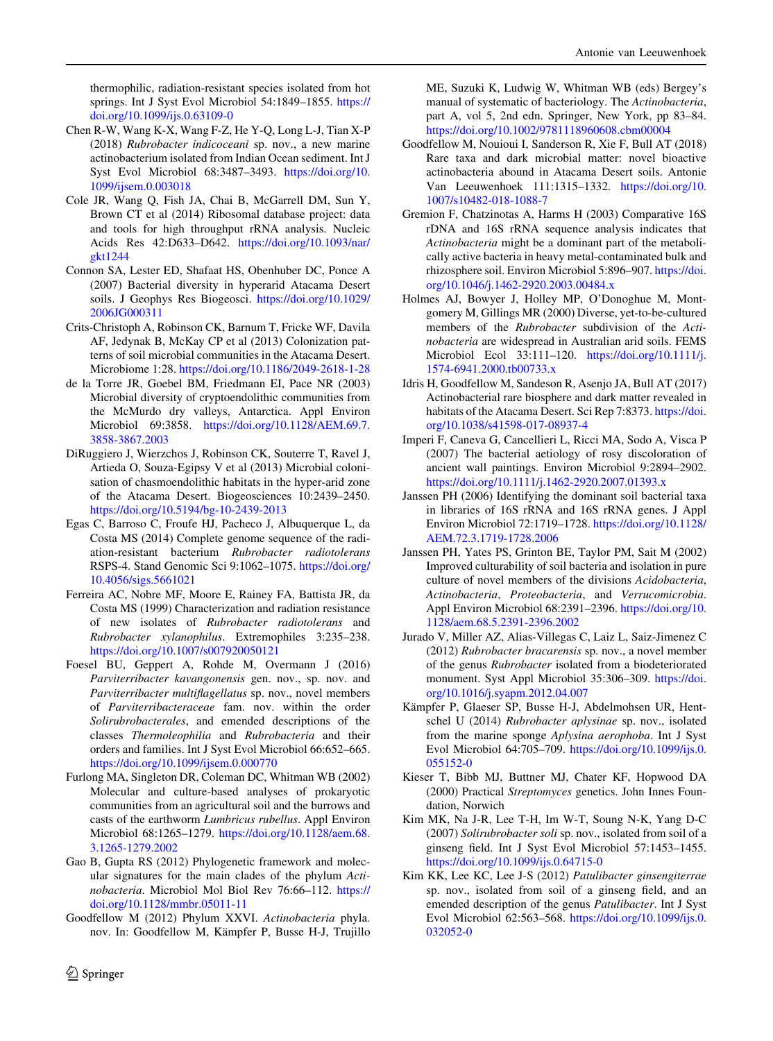thermophilic, radiation-resistant species isolated from hot springs. Int J Syst Evol Microbiol 54:1849–1855. https://doi.org/10.1099/ijs.0.63109-0

Chen R-W, Wang K-X, Wang F-Z, He Y-Q, Long L-J, Tian X-P (2018) *Rubrobacter indicoceani* sp. nov., a new marine actinobacterium isolated from Indian Ocean sediment. Int J Syst Evol Microbiol 68:3487–3493. https://doi.org/10.1099/ijsem.0.003018

Cole JR, Wang Q, Fish JA, Chai B, McGarrell DM, Sun Y, Brown CT et al (2014) Ribosomal database project: data and tools for high throughput rRNA analysis. Nucleic Acids Res 42:D633–D642. https://doi.org/10.1093/nar/gkt1244

Connon SA, Lester ED, Shafaat HS, Obenhuber DC, Ponce A (2007) Bacterial diversity in hyperarid Atacama Desert soils. J Geophys Res Biogeosci. https://doi.org/10.1029/2006JG000311

Crits-Christoph A, Robinson CK, Barnum T, Fricke WF, Davila AF, Jedynak B, McKay CP et al (2013) Colonization patterns of soil microbial communities in the Atacama Desert. Microbiome 1:28. https://doi.org/10.1186/2049-2618-1-28

de la Torre JR, Goebel BM, Friedmann EI, Pace NR (2003) Microbial diversity of cryptoendolithic communities from the McMurdo dry valleys, Antarctica. Appl Environ Microbiol 69:3858. https://doi.org/10.1128/AEM.69.7.3858-3867.2003

DiRuggiero J, Wierzchos J, Robinson CK, Souterre T, Ravel J, Artieda O, Souza-Egipsy V et al (2013) Microbial colonisation of chasmoendolithic habitats in the hyper-arid zone of the Atacama Desert. Biogeosciences 10:2439–2450. https://doi.org/10.5194/bg-10-2439-2013

Egas C, Barroso C, Froufe HJ, Pacheco J, Albuquerque L, da Costa MS (2014) Complete genome sequence of the radiation-resistant bacterium *Rubrobacter radiotolerans* RSPS-4. Stand Genomic Sci 9:1062–1075. https://doi.org/10.4056/sigs.5661021

Ferreira AC, Nobre MF, Moore E, Rainey FA, Battista JR, da Costa MS (1999) Characterization and radiation resistance of new isolates of *Rubrobacter radiotolerans* and *Rubrobacter xylanophilus*. Extremophiles 3:235–238. https://doi.org/10.1007/s007920050121

Foesel BU, Geppert A, Rohde M, Overmann J (2016) *Parviterribacter kavangonensis* gen. nov., sp. nov. and *Parviterribacter multiflagellatus* sp. nov., novel members of *Parviterribacteraceae* fam. nov. within the order *Solirubrobacterales*, and emended descriptions of the classes *Thermoleophilia* and *Rubrobacteria* and their orders and families. Int J Syst Evol Microbiol 66:652–665. https://doi.org/10.1099/ijsem.0.000770

Furlong MA, Singleton DR, Coleman DC, Whitman WB (2002) Molecular and culture-based analyses of prokaryotic communities from an agricultural soil and the burrows and casts of the earthworm *Lumbricus rubellus*. Appl Environ Microbiol 68:1265–1279. https://doi.org/10.1128/aem.68.3.1265-1279.2002

Gao B, Gupta RS (2012) Phylogenetic framework and molecular signatures for the main clades of the phylum *Actinobacteria*. Microbiol Mol Biol Rev 76:66–112. https://doi.org/10.1128/mmbr.05011-11

Goodfellow M (2012) Phylum XXVI. *Actinobacteria* phyla. nov. In: Goodfellow M, Kämpfer P, Busse H-J, Trujillo ME, Suzuki K, Ludwig W, Whitman WB (eds) Bergey's manual of systematic of bacteriology. The *Actinobacteria*, part A, vol 5, 2nd edn. Springer, New York, pp 83–84. https://doi.org/10.1002/9781118960608.cbm00004

Goodfellow M, Nouioui I, Sanderson R, Xie F, Bull AT (2018) Rare taxa and dark microbial matter: novel bioactive actinobacteria abound in Atacama Desert soils. Antonie Van Leeuwenhoek 111:1315–1332. https://doi.org/10.1007/s10482-018-1088-7

Gremion F, Chatzinotas A, Harms H (2003) Comparative 16S rDNA and 16S rRNA sequence analysis indicates that *Actinobacteria* might be a dominant part of the metabolically active bacteria in heavy metal-contaminated bulk and rhizosphere soil. Environ Microbiol 5:896–907. https://doi.org/10.1046/j.1462-2920.2003.00484.x

Holmes AJ, Bowyer J, Holley MP, O'Donoghue M, Montgomery M, Gillings MR (2000) Diverse, yet-to-be-cultured members of the *Rubrobacter* subdivision of the *Actinobacteria* are widespread in Australian arid soils. FEMS Microbiol Ecol 33:111–120. https://doi.org/10.1111/j.1574-6941.2000.tb00733.x

Idris H, Goodfellow M, Sandeson R, Asenjo JA, Bull AT (2017) Actinobacterial rare biosphere and dark matter revealed in habitats of the Atacama Desert. Sci Rep 7:8373. https://doi.org/10.1038/s41598-017-08937-4

Imperi F, Caneva G, Cancellieri L, Ricci MA, Sodo A, Visca P (2007) The bacterial aetiology of rosy discoloration of ancient wall paintings. Environ Microbiol 9:2894–2902. https://doi.org/10.1111/j.1462-2920.2007.01393.x

Janssen PH (2006) Identifying the dominant soil bacterial taxa in libraries of 16S rRNA and 16S rRNA genes. J Appl Environ Microbiol 72:1719–1728. https://doi.org/10.1128/AEM.72.3.1719-1728.2006

Janssen PH, Yates PS, Grinton BE, Taylor PM, Sait M (2002) Improved culturability of soil bacteria and isolation in pure culture of novel members of the divisions *Acidobacteria*, *Actinobacteria*, *Proteobacteria*, and *Verrucomicrobia*. Appl Environ Microbiol 68:2391–2396. https://doi.org/10.1128/aem.68.5.2391-2396.2002

Jurado V, Miller AZ, Alias-Villegas C, Laiz L, Saiz-Jimenez C (2012) *Rubrobacter bracarensis* sp. nov., a novel member of the genus *Rubrobacter* isolated from a biodeteriorated monument. Syst Appl Microbiol 35:306–309. https://doi.org/10.1016/j.syapm.2012.04.007

Kämpfer P, Glaeser SP, Busse H-J, Abdelmohsen UR, Hentschel U (2014) *Rubrobacter aplysinae* sp. nov., isolated from the marine sponge *Aplysina aerophoba*. Int J Syst Evol Microbiol 64:705–709. https://doi.org/10.1099/ijs.0.055152-0

Kieser T, Bibb MJ, Buttner MJ, Chater KF, Hopwood DA (2000) Practical *Streptomyces* genetics. John Innes Foundation, Norwich

Kim MK, Na J-R, Lee T-H, Im W-T, Soung N-K, Yang D-C (2007) *Solirubrobacter soli* sp. nov., isolated from soil of a ginseng field. Int J Syst Evol Microbiol 57:1453–1455. https://doi.org/10.1099/ijs.0.64715-0

Kim KK, Lee KC, Lee J-S (2012) *Patulibacter ginsengiterrae* sp. nov., isolated from soil of a ginseng field, and an emended description of the genus *Patulibacter*. Int J Syst Evol Microbiol 62:563–568. https://doi.org/10.1099/ijs.0.032052-0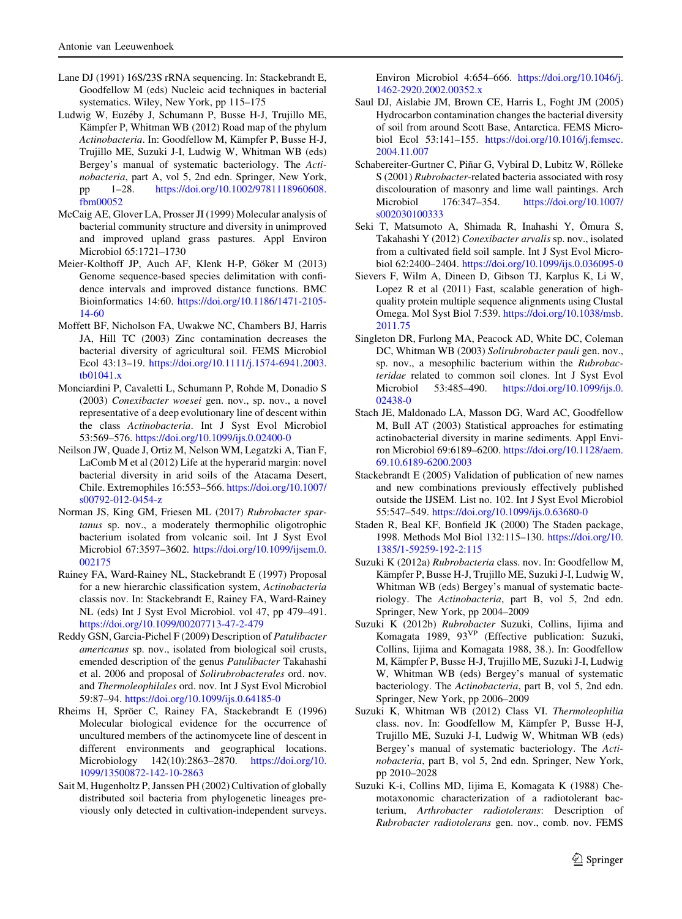Lane DJ (1991) 16S/23S rRNA sequencing. In: Stackebrandt E, Goodfellow M (eds) Nucleic acid techniques in bacterial systematics. Wiley, New York, pp 115–175

Ludwig W, Euzéby J, Schumann P, Busse H-J, Trujillo ME, Kämpfer P, Whitman WB (2012) Road map of the phylum *Actinobacteria*. In: Goodfellow M, Kämpfer P, Busse H-J, Trujillo ME, Suzuki J-I, Ludwig W, Whitman WB (eds) Bergey's manual of systematic bacteriology. The *Actinobacteria*, part A, vol 5, 2nd edn. Springer, New York, pp 1–28. https://doi.org/10.1002/9781118960608.fbm00052

McCaig AE, Glover LA, Prosser JI (1999) Molecular analysis of bacterial community structure and diversity in unimproved and improved upland grass pastures. Appl Environ Microbiol 65:1721–1730

Meier-Kolthoff JP, Auch AF, Klenk H-P, Göker M (2013) Genome sequence-based species delimitation with confidence intervals and improved distance functions. BMC Bioinformatics 14:60. https://doi.org/10.1186/1471-2105-14-60

Moffett BF, Nicholson FA, Uwakwe NC, Chambers BJ, Harris JA, Hill TC (2003) Zinc contamination decreases the bacterial diversity of agricultural soil. FEMS Microbiol Ecol 43:13–19. https://doi.org/10.1111/j.1574-6941.2003.tb01041.x

Monciardini P, Cavaletti L, Schumann P, Rohde M, Donadio S (2003) *Conexibacter woesei* gen. nov., sp. nov., a novel representative of a deep evolutionary line of descent within the class *Actinobacteria*. Int J Syst Evol Microbiol 53:569–576. https://doi.org/10.1099/ijs.0.02400-0

Neilson JW, Quade J, Ortiz M, Nelson WM, Legatzki A, Tian F, LaComb M et al (2012) Life at the hyperarid margin: novel bacterial diversity in arid soils of the Atacama Desert, Chile. Extremophiles 16:553–566. https://doi.org/10.1007/s00792-012-0454-z

Norman JS, King GM, Friesen ML (2017) *Rubrobacter spartanus* sp. nov., a moderately thermophilic oligotrophic bacterium isolated from volcanic soil. Int J Syst Evol Microbiol 67:3597–3602. https://doi.org/10.1099/ijsem.0.002175

Rainey FA, Ward-Rainey NL, Stackebrandt E (1997) Proposal for a new hierarchic classification system, *Actinobacteria* classis nov. In: Stackebrandt E, Rainey FA, Ward-Rainey NL (eds) Int J Syst Evol Microbiol. vol 47, pp 479–491. https://doi.org/10.1099/00207713-47-2-479

Reddy GSN, Garcia-Pichel F (2009) Description of *Patulibacter americanus* sp. nov., isolated from biological soil crusts, emended description of the genus *Patulibacter* Takahashi et al. 2006 and proposal of *Solirubrobacterales* ord. nov. and *Thermoleophilales* ord. nov. Int J Syst Evol Microbiol 59:87–94. https://doi.org/10.1099/ijs.0.64185-0

Rheims H, Spröer C, Rainey FA, Stackebrandt E (1996) Molecular biological evidence for the occurrence of uncultured members of the actinomycete line of descent in different environments and geographical locations. Microbiology 142(10):2863–2870. https://doi.org/10.1099/13500872-142-10-2863

Sait M, Hugenholtz P, Janssen PH (2002) Cultivation of globally distributed soil bacteria from phylogenetic lineages previously only detected in cultivation-independent surveys. Environ Microbiol 4:654–666. https://doi.org/10.1046/j.1462-2920.2002.00352.x

Saul DJ, Aislabie JM, Brown CE, Harris L, Foght JM (2005) Hydrocarbon contamination changes the bacterial diversity of soil from around Scott Base, Antarctica. FEMS Microbiol Ecol 53:141–155. https://doi.org/10.1016/j.femsec.2004.11.007

Schabereiter-Gurtner C, Piñar G, Vybiral D, Lubitz W, Rölleke S (2001) *Rubrobacter*-related bacteria associated with rosy discolouration of masonry and lime wall paintings. Arch Microbiol 176:347–354. https://doi.org/10.1007/s002030100333

Seki T, Matsumoto A, Shimada R, Inahashi Y, Ōmura S, Takahashi Y (2012) *Conexibacter arvalis* sp. nov., isolated from a cultivated field soil sample. Int J Syst Evol Microbiol 62:2400–2404. https://doi.org/10.1099/ijs.0.036095-0

Sievers F, Wilm A, Dineen D, Gibson TJ, Karplus K, Li W, Lopez R et al (2011) Fast, scalable generation of high-quality protein multiple sequence alignments using Clustal Omega. Mol Syst Biol 7:539. https://doi.org/10.1038/msb.2011.75

Singleton DR, Furlong MA, Peacock AD, White DC, Coleman DC, Whitman WB (2003) *Solirubrobacter pauli* gen. nov., sp. nov., a mesophilic bacterium within the *Rubrobacteridae* related to common soil clones. Int J Syst Evol Microbiol 53:485–490. https://doi.org/10.1099/ijs.0.02438-0

Stach JE, Maldonado LA, Masson DG, Ward AC, Goodfellow M, Bull AT (2003) Statistical approaches for estimating actinobacterial diversity in marine sediments. Appl Environ Microbiol 69:6189–6200. https://doi.org/10.1128/aem.69.10.6189-6200.2003

Stackebrandt E (2005) Validation of publication of new names and new combinations previously effectively published outside the IJSEM. List no. 102. Int J Syst Evol Microbiol 55:547–549. https://doi.org/10.1099/ijs.0.63680-0

Staden R, Beal KF, Bonfield JK (2000) The Staden package, 1998. Methods Mol Biol 132:115–130. https://doi.org/10.1385/1-59259-192-2:115

Suzuki K (2012a) *Rubrobacteria* class. nov. In: Goodfellow M, Kämpfer P, Busse H-J, Trujillo ME, Suzuki J-I, Ludwig W, Whitman WB (eds) Bergey's manual of systematic bacteriology. The *Actinobacteria*, part B, vol 5, 2nd edn. Springer, New York, pp 2004–2009

Suzuki K (2012b) *Rubrobacter* Suzuki, Collins, Iijima and Komagata 1989, 93[VP] (Effective publication: Suzuki, Collins, Iijima and Komagata 1988, 38.). In: Goodfellow M, Kämpfer P, Busse H-J, Trujillo ME, Suzuki J-I, Ludwig W, Whitman WB (eds) Bergey's manual of systematic bacteriology. The *Actinobacteria*, part B, vol 5, 2nd edn. Springer, New York, pp 2006–2009

Suzuki K, Whitman WB (2012) Class VI. *Thermoleophilia* class. nov. In: Goodfellow M, Kämpfer P, Busse H-J, Trujillo ME, Suzuki J-I, Ludwig W, Whitman WB (eds) Bergey's manual of systematic bacteriology. The *Actinobacteria*, part B, vol 5, 2nd edn. Springer, New York, pp 2010–2028

Suzuki K-i, Collins MD, Iijima E, Komagata K (1988) Chemotaxonomic characterization of a radiotolerant bacterium, *Arthrobacter radiotolerans*: Description of *Rubrobacter radiotolerans* gen. nov., comb. nov. FEMS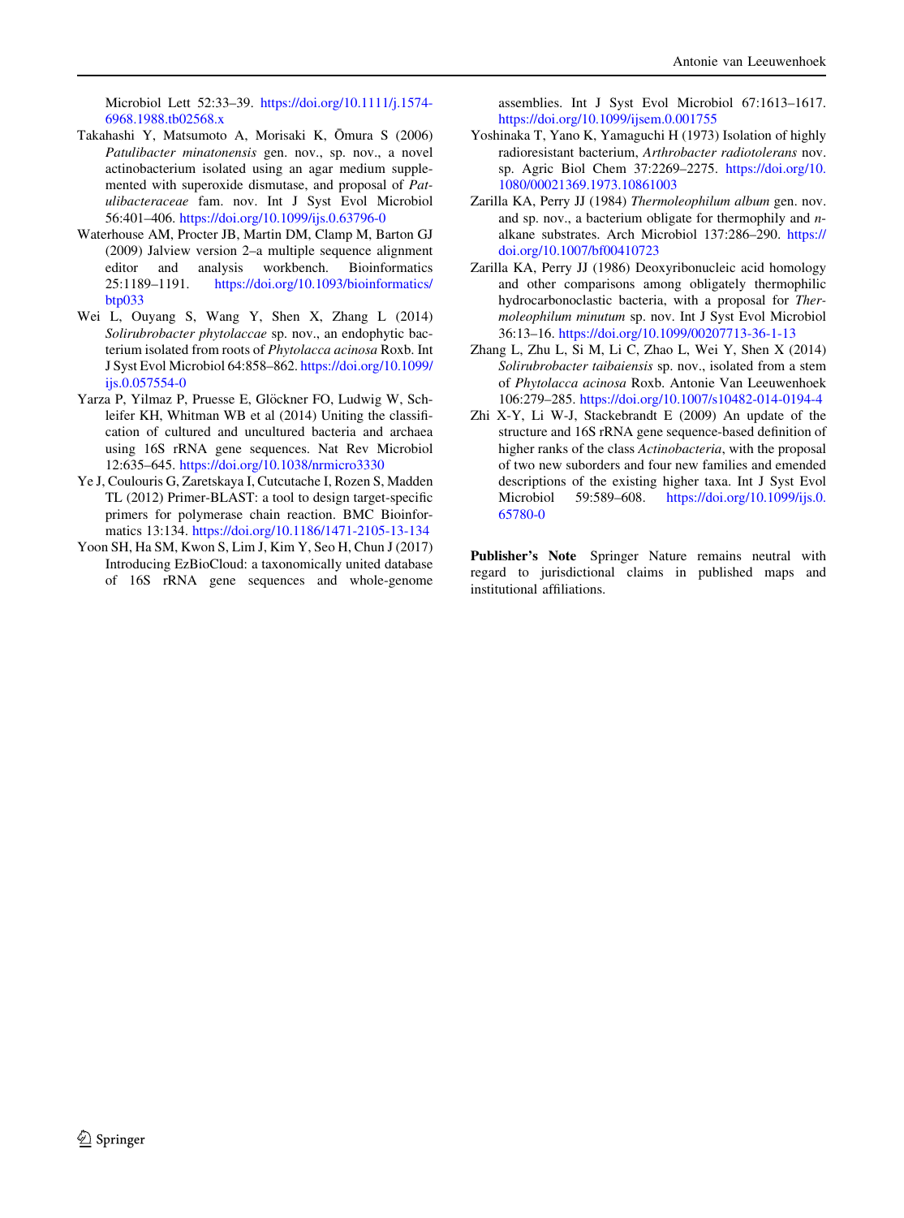Microbiol Lett 52:33–39. https://doi.org/10.1111/j.1574-6968.1988.tb02568.x

Takahashi Y, Matsumoto A, Morisaki K, Ōmura S (2006) *Patulibacter minatonensis* gen. nov., sp. nov., a novel actinobacterium isolated using an agar medium supplemented with superoxide dismutase, and proposal of *Patulibacteraceae* fam. nov. Int J Syst Evol Microbiol 56:401–406. https://doi.org/10.1099/ijs.0.63796-0

Waterhouse AM, Procter JB, Martin DM, Clamp M, Barton GJ (2009) Jalview version 2–a multiple sequence alignment editor and analysis workbench. Bioinformatics 25:1189–1191. https://doi.org/10.1093/bioinformatics/btp033

Wei L, Ouyang S, Wang Y, Shen X, Zhang L (2014) *Solirubrobacter phytolaccae* sp. nov., an endophytic bacterium isolated from roots of *Phytolacca acinosa* Roxb. Int J Syst Evol Microbiol 64:858–862. https://doi.org/10.1099/ijs.0.057554-0

Yarza P, Yilmaz P, Pruesse E, Glöckner FO, Ludwig W, Schleifer KH, Whitman WB et al (2014) Uniting the classification of cultured and uncultured bacteria and archaea using 16S rRNA gene sequences. Nat Rev Microbiol 12:635–645. https://doi.org/10.1038/nrmicro3330

Ye J, Coulouris G, Zaretskaya I, Cutcutache I, Rozen S, Madden TL (2012) Primer-BLAST: a tool to design target-specific primers for polymerase chain reaction. BMC Bioinformatics 13:134. https://doi.org/10.1186/1471-2105-13-134

Yoon SH, Ha SM, Kwon S, Lim J, Kim Y, Seo H, Chun J (2017) Introducing EzBioCloud: a taxonomically united database of 16S rRNA gene sequences and whole-genome assemblies. Int J Syst Evol Microbiol 67:1613–1617. https://doi.org/10.1099/ijsem.0.001755

Yoshinaka T, Yano K, Yamaguchi H (1973) Isolation of highly radioresistant bacterium, *Arthrobacter radiotolerans* nov. sp. Agric Biol Chem 37:2269–2275. https://doi.org/10.1080/00021369.1973.10861003

Zarilla KA, Perry JJ (1984) *Thermoleophilum album* gen. nov. and sp. nov., a bacterium obligate for thermophily and *n*-alkane substrates. Arch Microbiol 137:286–290. https://doi.org/10.1007/bf00410723

Zarilla KA, Perry JJ (1986) Deoxyribonucleic acid homology and other comparisons among obligately thermophilic hydrocarbonoclastic bacteria, with a proposal for *Thermoleophilum minutum* sp. nov. Int J Syst Evol Microbiol 36:13–16. https://doi.org/10.1099/00207713-36-1-13

Zhang L, Zhu L, Si M, Li C, Zhao L, Wei Y, Shen X (2014) *Solirubrobacter taibaiensis* sp. nov., isolated from a stem of *Phytolacca acinosa* Roxb. Antonie Van Leeuwenhoek 106:279–285. https://doi.org/10.1007/s10482-014-0194-4

Zhi X-Y, Li W-J, Stackebrandt E (2009) An update of the structure and 16S rRNA gene sequence-based definition of higher ranks of the class *Actinobacteria*, with the proposal of two new suborders and four new families and emended descriptions of the existing higher taxa. Int J Syst Evol Microbiol 59:589–608. https://doi.org/10.1099/ijs.0.65780-0

**Publisher's Note** Springer Nature remains neutral with regard to jurisdictional claims in published maps and institutional affiliations.